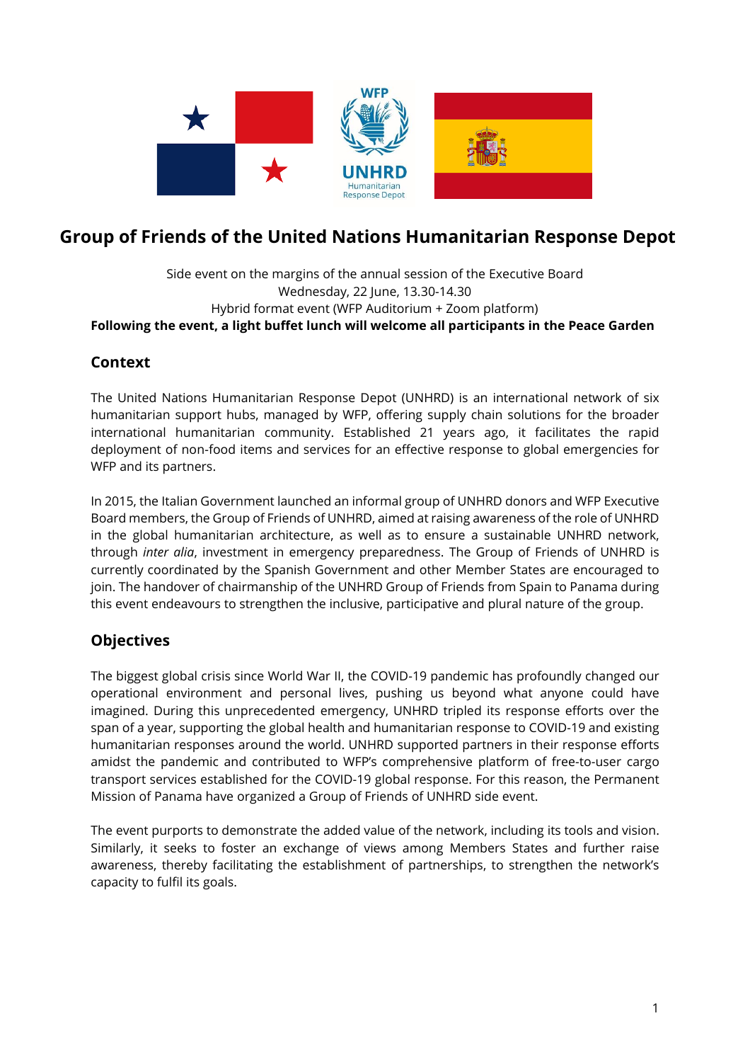# Group of Friends of the United Nations Humanitarian Response Depot

Side event on the margins of the annual session of the Executive Board
Wednesday, 22 June, 13.30-14.30
Hybrid format event (WFP Auditorium + Zoom platform)
**Following the event, a light buffet lunch will welcome all participants in the Peace Garden**

## Context

The United Nations Humanitarian Response Depot (UNHRD) is an international network of six humanitarian support hubs, managed by WFP, offering supply chain solutions for the broader international humanitarian community. Established 21 years ago, it facilitates the rapid deployment of non-food items and services for an effective response to global emergencies for WFP and its partners.

In 2015, the Italian Government launched an informal group of UNHRD donors and WFP Executive Board members, the Group of Friends of UNHRD, aimed at raising awareness of the role of UNHRD in the global humanitarian architecture, as well as to ensure a sustainable UNHRD network, through *inter alia*, investment in emergency preparedness. The Group of Friends of UNHRD is currently coordinated by the Spanish Government and other Member States are encouraged to join. The handover of chairmanship of the UNHRD Group of Friends from Spain to Panama during this event endeavours to strengthen the inclusive, participative and plural nature of the group.

## Objectives

The biggest global crisis since World War II, the COVID-19 pandemic has profoundly changed our operational environment and personal lives, pushing us beyond what anyone could have imagined. During this unprecedented emergency, UNHRD tripled its response efforts over the span of a year, supporting the global health and humanitarian response to COVID-19 and existing humanitarian responses around the world. UNHRD supported partners in their response efforts amidst the pandemic and contributed to WFP's comprehensive platform of free-to-user cargo transport services established for the COVID-19 global response. For this reason, the Permanent Mission of Panama have organized a Group of Friends of UNHRD side event.

The event purports to demonstrate the added value of the network, including its tools and vision. Similarly, it seeks to foster an exchange of views among Members States and further raise awareness, thereby facilitating the establishment of partnerships, to strengthen the network's capacity to fulfil its goals.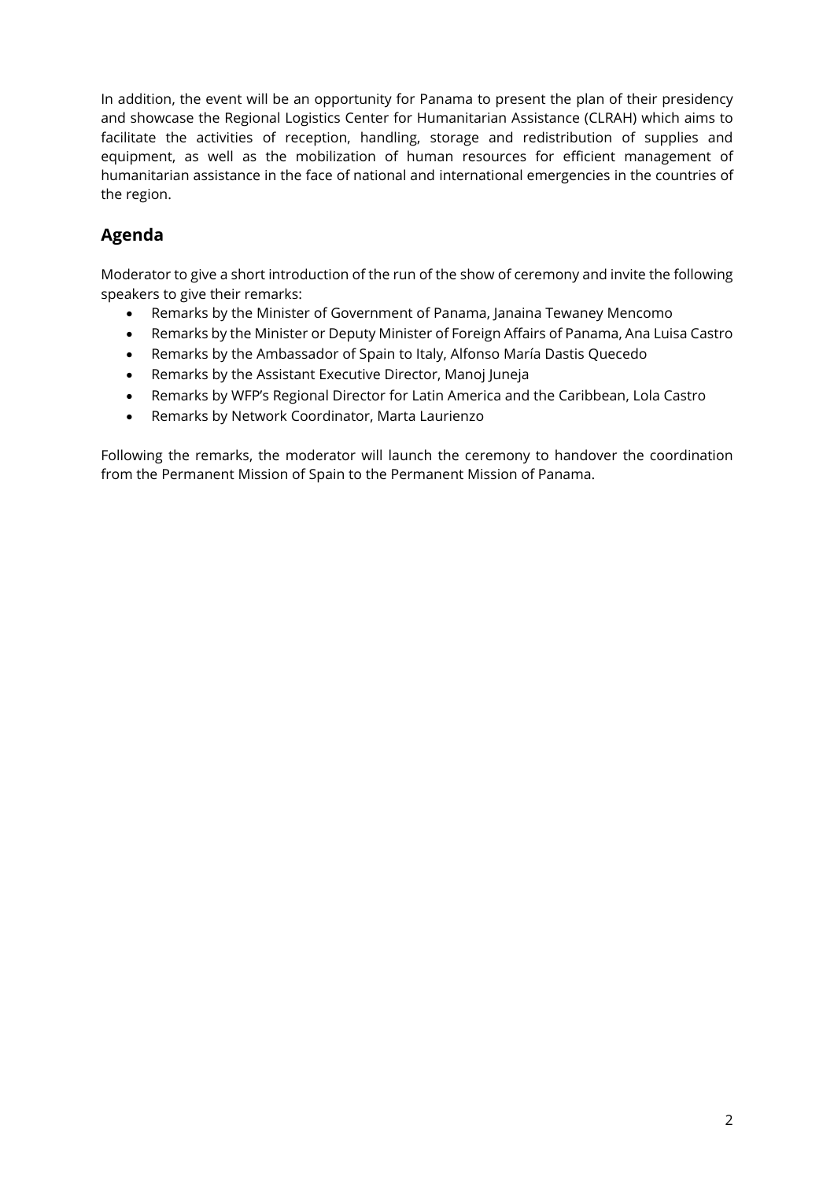In addition, the event will be an opportunity for Panama to present the plan of their presidency and showcase the Regional Logistics Center for Humanitarian Assistance (CLRAH) which aims to facilitate the activities of reception, handling, storage and redistribution of supplies and equipment, as well as the mobilization of human resources for efficient management of humanitarian assistance in the face of national and international emergencies in the countries of the region.

## Agenda

Moderator to give a short introduction of the run of the show of ceremony and invite the following speakers to give their remarks:

- Remarks by the Minister of Government of Panama, Janaina Tewaney Mencomo
- Remarks by the Minister or Deputy Minister of Foreign Affairs of Panama, Ana Luisa Castro
- Remarks by the Ambassador of Spain to Italy, Alfonso María Dastis Quecedo
- Remarks by the Assistant Executive Director, Manoj Juneja
- Remarks by WFP's Regional Director for Latin America and the Caribbean, Lola Castro
- Remarks by Network Coordinator, Marta Laurienzo

Following the remarks, the moderator will launch the ceremony to handover the coordination from the Permanent Mission of Spain to the Permanent Mission of Panama.